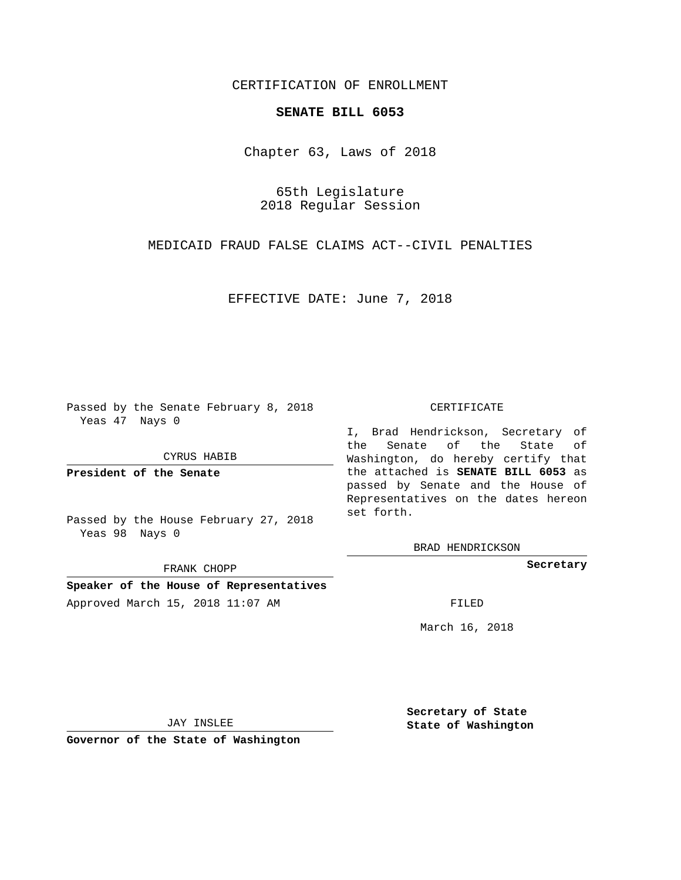CERTIFICATION OF ENROLLMENT

**SENATE BILL 6053**

Chapter 63, Laws of 2018

65th Legislature
2018 Regular Session

MEDICAID FRAUD FALSE CLAIMS ACT--CIVIL PENALTIES

EFFECTIVE DATE: June 7, 2018

Passed by the Senate February 8, 2018
Yeas 47 Nays 0

CYRUS HABIB

**President of the Senate**

Passed by the House February 27, 2018
Yeas 98 Nays 0

FRANK CHOPP

**Speaker of the House of Representatives**

Approved March 15, 2018 11:07 AM

JAY INSLEE

**Governor of the State of Washington**

CERTIFICATE

I, Brad Hendrickson, Secretary of the Senate of the State of Washington, do hereby certify that the attached is **SENATE BILL 6053** as passed by Senate and the House of Representatives on the dates hereon set forth.

BRAD HENDRICKSON

**Secretary**

FILED

March 16, 2018

**Secretary of State**
**State of Washington**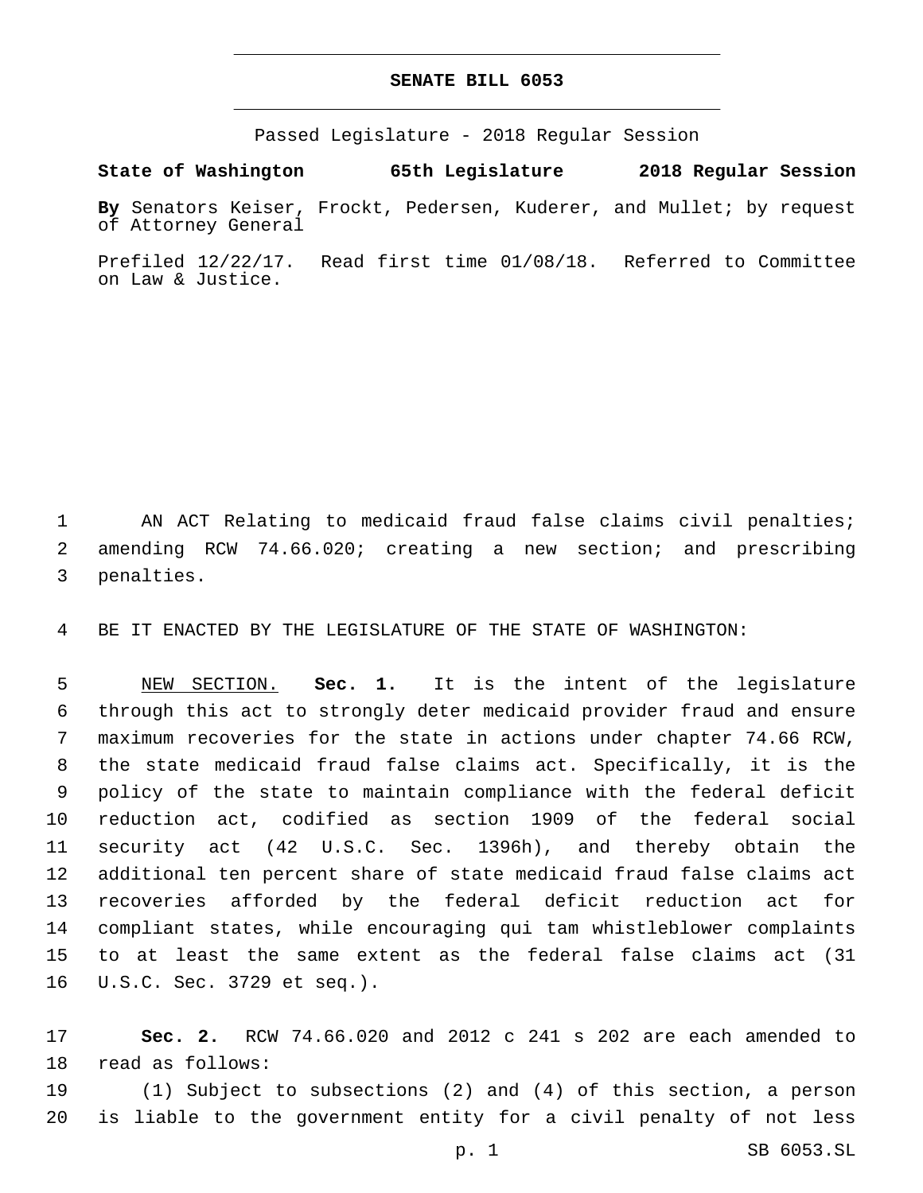# SENATE BILL 6053

Passed Legislature - 2018 Regular Session

**State of Washington 65th Legislature 2018 Regular Session**

**By** Senators Keiser, Frockt, Pedersen, Kuderer, and Mullet; by request of Attorney General

Prefiled 12/22/17. Read first time 01/08/18. Referred to Committee on Law & Justice.

1 AN ACT Relating to medicaid fraud false claims civil penalties;
2 amending RCW 74.66.020; creating a new section; and prescribing
3 penalties.

4 BE IT ENACTED BY THE LEGISLATURE OF THE STATE OF WASHINGTON:

5 NEW SECTION. **Sec. 1.** It is the intent of the legislature
6 through this act to strongly deter medicaid provider fraud and ensure
7 maximum recoveries for the state in actions under chapter 74.66 RCW,
8 the state medicaid fraud false claims act. Specifically, it is the
9 policy of the state to maintain compliance with the federal deficit
10 reduction act, codified as section 1909 of the federal social
11 security act (42 U.S.C. Sec. 1396h), and thereby obtain the
12 additional ten percent share of state medicaid fraud false claims act
13 recoveries afforded by the federal deficit reduction act for
14 compliant states, while encouraging qui tam whistleblower complaints
15 to at least the same extent as the federal false claims act (31
16 U.S.C. Sec. 3729 et seq.).

17 **Sec. 2.** RCW 74.66.020 and 2012 c 241 s 202 are each amended to
18 read as follows:

19 (1) Subject to subsections (2) and (4) of this section, a person
20 is liable to the government entity for a civil penalty of not less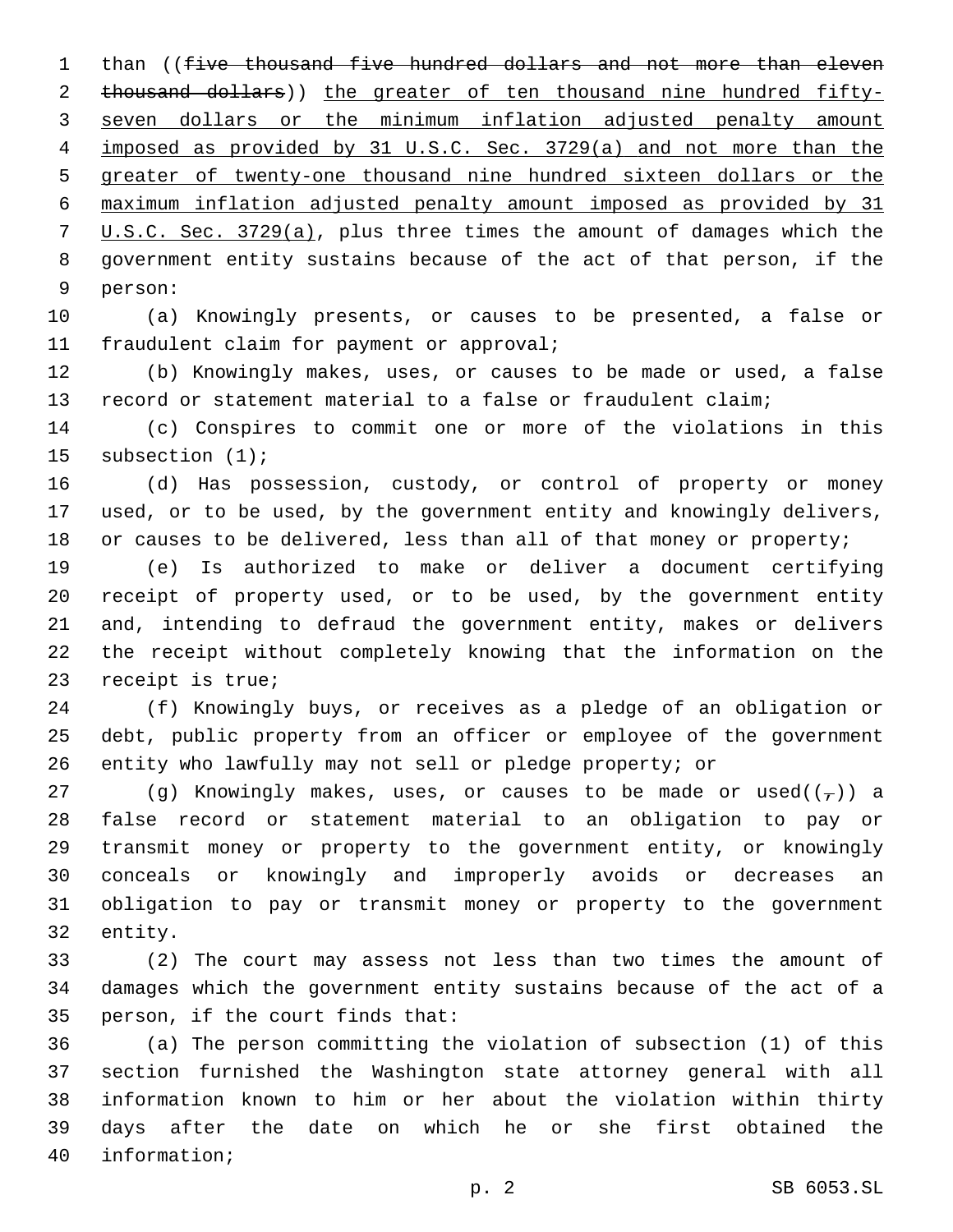than ((~~five thousand five hundred dollars and not more than eleven thousand dollars~~)) <u>the greater of ten thousand nine hundred fifty-seven dollars or the minimum inflation adjusted penalty amount imposed as provided by 31 U.S.C. Sec. 3729(a) and not more than the greater of twenty-one thousand nine hundred sixteen dollars or the maximum inflation adjusted penalty amount imposed as provided by 31 U.S.C. Sec. 3729(a)</u>, plus three times the amount of damages which the government entity sustains because of the act of that person, if the person:

(a) Knowingly presents, or causes to be presented, a false or fraudulent claim for payment or approval;

(b) Knowingly makes, uses, or causes to be made or used, a false record or statement material to a false or fraudulent claim;

(c) Conspires to commit one or more of the violations in this subsection (1);

(d) Has possession, custody, or control of property or money used, or to be used, by the government entity and knowingly delivers, or causes to be delivered, less than all of that money or property;

(e) Is authorized to make or deliver a document certifying receipt of property used, or to be used, by the government entity and, intending to defraud the government entity, makes or delivers the receipt without completely knowing that the information on the receipt is true;

(f) Knowingly buys, or receives as a pledge of an obligation or debt, public property from an officer or employee of the government entity who lawfully may not sell or pledge property; or

(g) Knowingly makes, uses, or causes to be made or used((~~,~~)) a false record or statement material to an obligation to pay or transmit money or property to the government entity, or knowingly conceals or knowingly and improperly avoids or decreases an obligation to pay or transmit money or property to the government entity.

(2) The court may assess not less than two times the amount of damages which the government entity sustains because of the act of a person, if the court finds that:

(a) The person committing the violation of subsection (1) of this section furnished the Washington state attorney general with all information known to him or her about the violation within thirty days after the date on which he or she first obtained the information;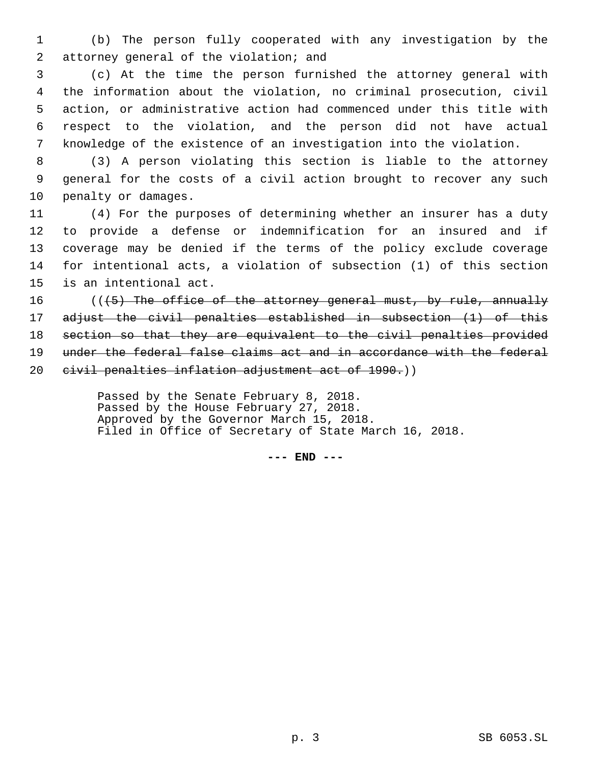(b) The person fully cooperated with any investigation by the attorney general of the violation; and

(c) At the time the person furnished the attorney general with the information about the violation, no criminal prosecution, civil action, or administrative action had commenced under this title with respect to the violation, and the person did not have actual knowledge of the existence of an investigation into the violation.

(3) A person violating this section is liable to the attorney general for the costs of a civil action brought to recover any such penalty or damages.

(4) For the purposes of determining whether an insurer has a duty to provide a defense or indemnification for an insured and if coverage may be denied if the terms of the policy exclude coverage for intentional acts, a violation of subsection (1) of this section is an intentional act.

((~~(5) The office of the attorney general must, by rule, annually adjust the civil penalties established in subsection (1) of this section so that they are equivalent to the civil penalties provided under the federal false claims act and in accordance with the federal civil penalties inflation adjustment act of 1990.~~))

Passed by the Senate February 8, 2018.
Passed by the House February 27, 2018.
Approved by the Governor March 15, 2018.
Filed in Office of Secretary of State March 16, 2018.

**--- END ---**